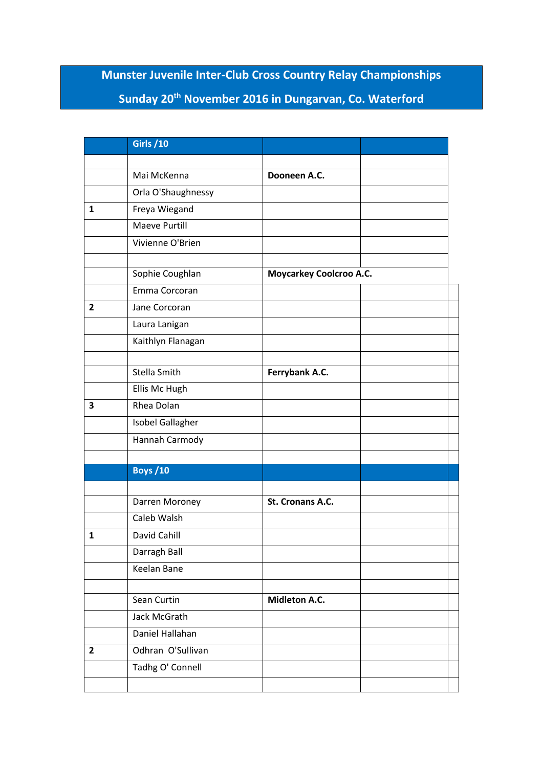# Munster Juvenile Inter-Club Cross Country Relay Championships

## Sunday 20th November 2016 in Dungarvan, Co. Waterford

| | Girls /10 | | |
|---|---|---|---|
| | | | |
| | Mai McKenna | **Dooneen A.C.** | |
| | Orla O'Shaughnessy | | |
| **1** | Freya Wiegand | | |
| | Maeve Purtill | | |
| | Vivienne O'Brien | | |
| | | | |
| | Sophie Coughlan | **Moycarkey Coolcroo A.C.** | |
| | Emma Corcoran | | |
| **2** | Jane Corcoran | | |
| | Laura Lanigan | | |
| | Kaithlyn Flanagan | | |
| | | | |
| | Stella Smith | **Ferrybank A.C.** | |
| | Ellis Mc Hugh | | |
| **3** | Rhea Dolan | | |
| | Isobel Gallagher | | |
| | Hannah Carmody | | |
| | | | |
| | **Boys /10** | | |
| | | | |
| | Darren Moroney | **St. Cronans A.C.** | |
| | Caleb Walsh | | |
| **1** | David Cahill | | |
| | Darragh Ball | | |
| | Keelan Bane | | |
| | | | |
| | Sean Curtin | **Midleton A.C.** | |
| | Jack McGrath | | |
| | Daniel Hallahan | | |
| **2** | Odhran O'Sullivan | | |
| | Tadhg O' Connell | | |
| | | | |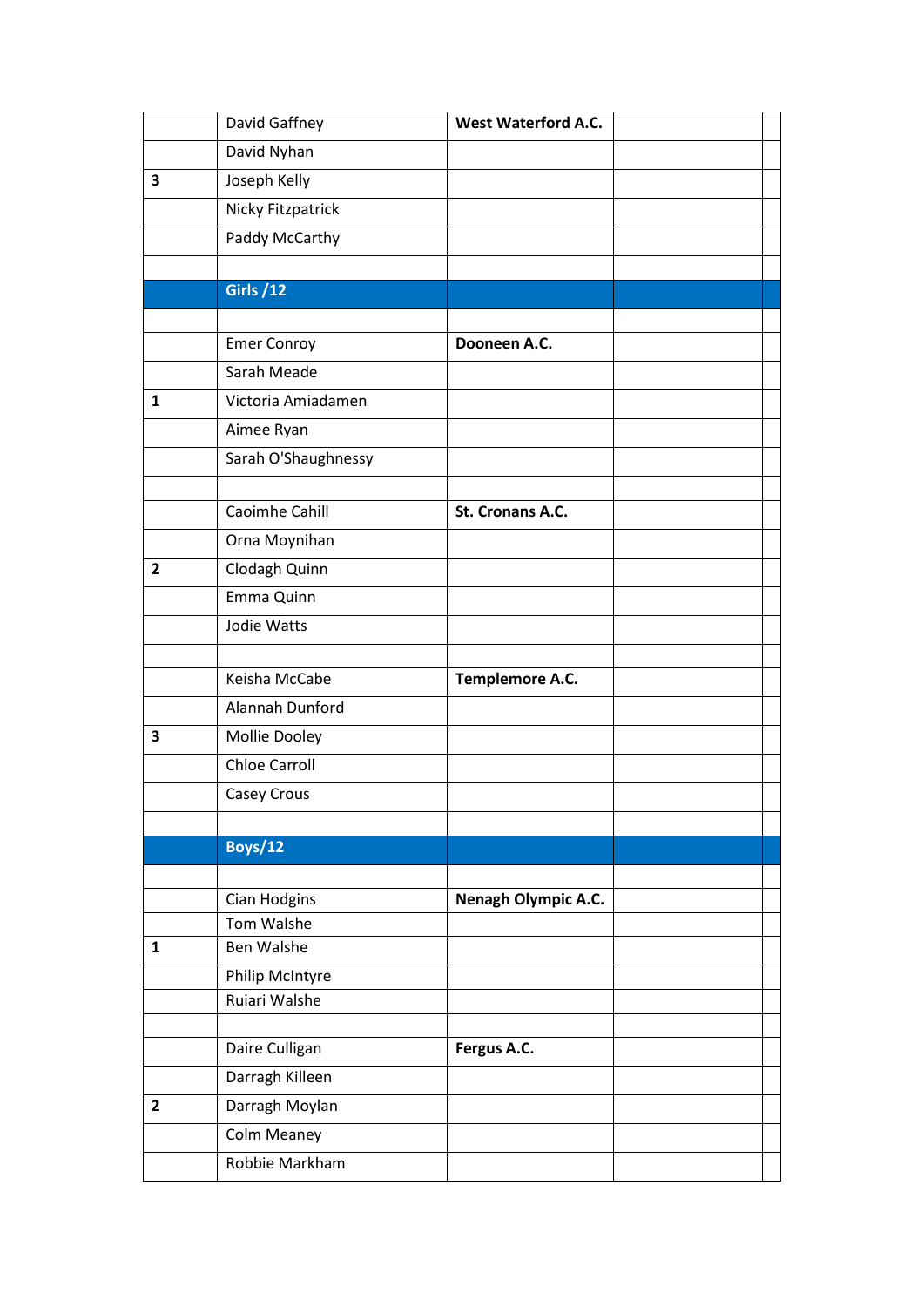| | | | | |
|---|---|---|---|---|
| | David Gaffney | **West Waterford A.C.** | | |
| | David Nyhan | | | |
| **3** | Joseph Kelly | | | |
| | Nicky Fitzpatrick | | | |
| | Paddy McCarthy | | | |
| | | | | |
| | **Girls /12** | | | |
| | | | | |
| | Emer Conroy | **Dooneen A.C.** | | |
| | Sarah Meade | | | |
| **1** | Victoria Amiadamen | | | |
| | Aimee Ryan | | | |
| | Sarah O'Shaughnessy | | | |
| | | | | |
| | Caoimhe Cahill | **St. Cronans A.C.** | | |
| | Orna Moynihan | | | |
| **2** | Clodagh Quinn | | | |
| | Emma Quinn | | | |
| | Jodie Watts | | | |
| | | | | |
| | Keisha McCabe | **Templemore A.C.** | | |
| | Alannah Dunford | | | |
| **3** | Mollie Dooley | | | |
| | Chloe Carroll | | | |
| | Casey Crous | | | |
| | | | | |
| | **Boys/12** | | | |
| | | | | |
| | Cian Hodgins | **Nenagh Olympic A.C.** | | |
| | Tom Walshe | | | |
| **1** | Ben Walshe | | | |
| | Philip McIntyre | | | |
| | Ruiari Walshe | | | |
| | | | | |
| | Daire Culligan | **Fergus A.C.** | | |
| | Darragh Killeen | | | |
| **2** | Darragh Moylan | | | |
| | Colm Meaney | | | |
| | Robbie Markham | | | |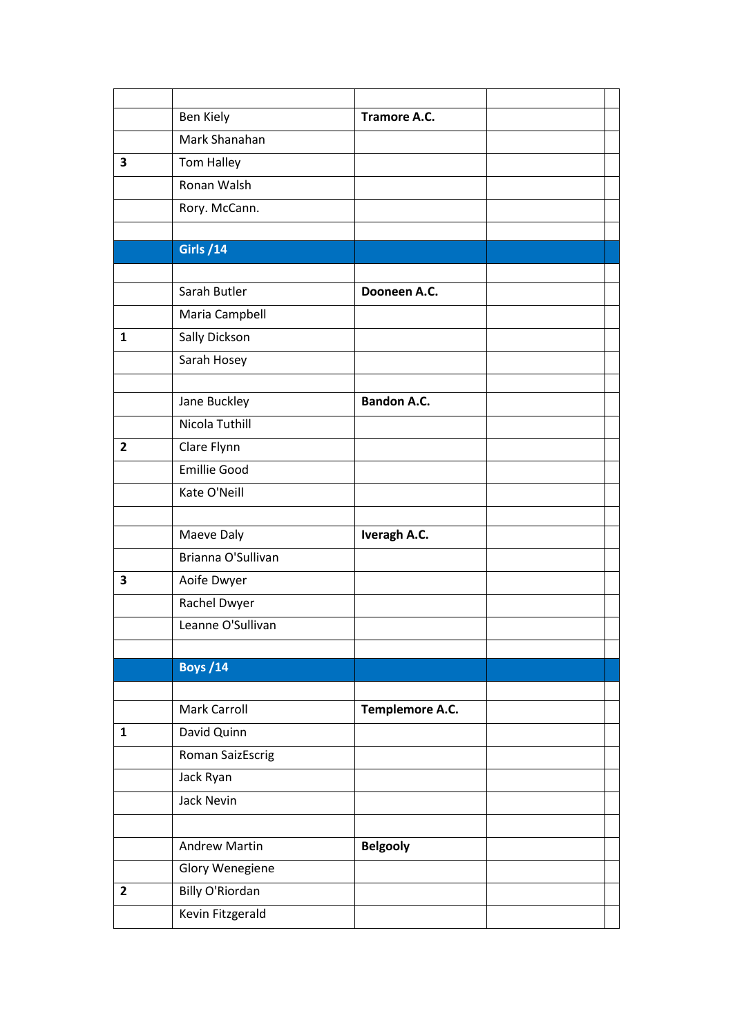| | | | | |
|---|---|---|---|---|
| | Ben Kiely | **Tramore A.C.** | | |
| | Mark Shanahan | | | |
| **3** | Tom Halley | | | |
| | Ronan Walsh | | | |
| | Rory. McCann. | | | |
| | | | | |
| | **Girls /14** | | | |
| | | | | |
| | Sarah Butler | **Dooneen A.C.** | | |
| | Maria Campbell | | | |
| **1** | Sally Dickson | | | |
| | Sarah Hosey | | | |
| | | | | |
| | Jane Buckley | **Bandon A.C.** | | |
| | Nicola Tuthill | | | |
| **2** | Clare Flynn | | | |
| | Emillie Good | | | |
| | Kate O'Neill | | | |
| | | | | |
| | Maeve Daly | **Iveragh A.C.** | | |
| | Brianna O'Sullivan | | | |
| **3** | Aoife Dwyer | | | |
| | Rachel Dwyer | | | |
| | Leanne O'Sullivan | | | |
| | | | | |
| | **Boys /14** | | | |
| | | | | |
| | Mark Carroll | **Templemore A.C.** | | |
| **1** | David Quinn | | | |
| | Roman SaizEscrig | | | |
| | Jack Ryan | | | |
| | Jack Nevin | | | |
| | | | | |
| | Andrew Martin | **Belgooly** | | |
| | Glory Wenegiene | | | |
| **2** | Billy O'Riordan | | | |
| | Kevin Fitzgerald | | | |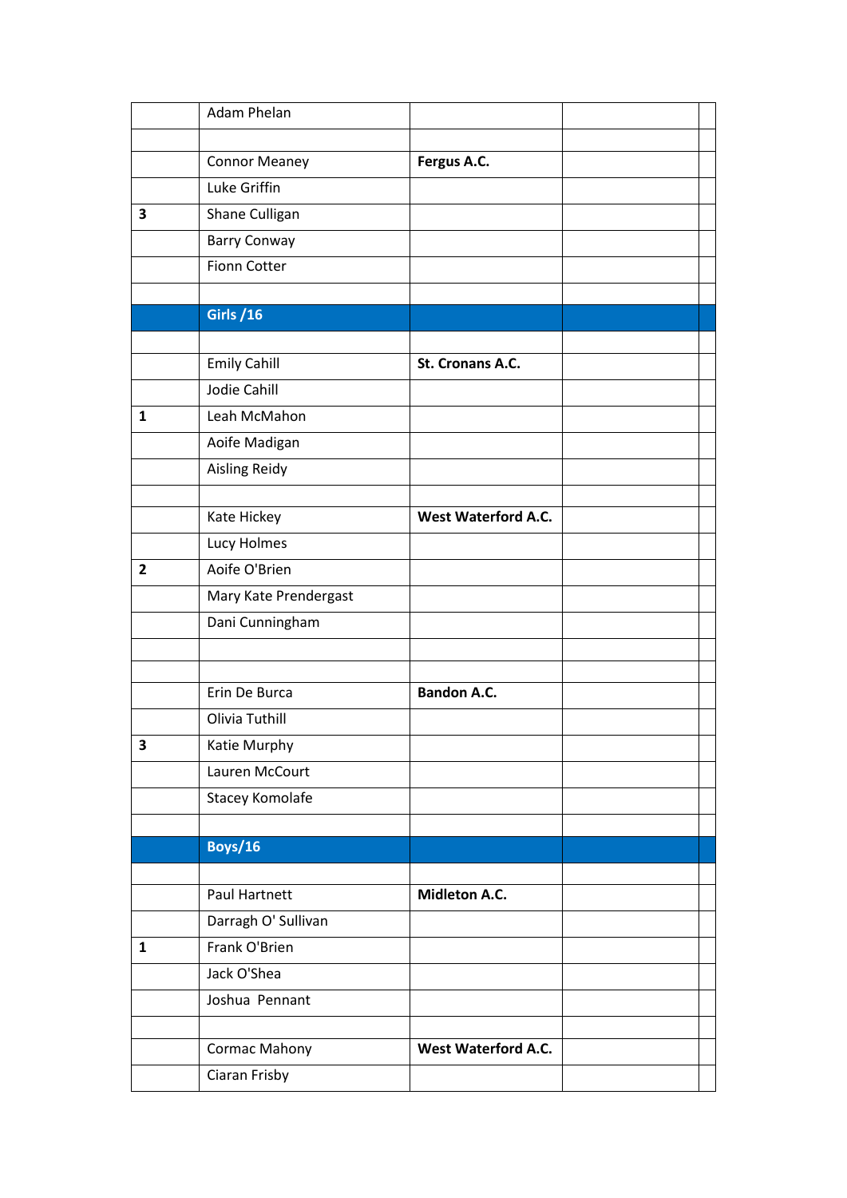| | | | | |
|---|---|---|---|---|
| | Adam Phelan | | | |
| | | | | |
| | Connor Meaney | **Fergus A.C.** | | |
| | Luke Griffin | | | |
| **3** | Shane Culligan | | | |
| | Barry Conway | | | |
| | Fionn Cotter | | | |
| | | | | |
| | **Girls /16** | | | |
| | | | | |
| | Emily Cahill | **St. Cronans A.C.** | | |
| | Jodie Cahill | | | |
| **1** | Leah McMahon | | | |
| | Aoife Madigan | | | |
| | Aisling Reidy | | | |
| | | | | |
| | Kate Hickey | **West Waterford A.C.** | | |
| | Lucy Holmes | | | |
| **2** | Aoife O'Brien | | | |
| | Mary Kate Prendergast | | | |
| | Dani Cunningham | | | |
| | | | | |
| | | | | |
| | Erin De Burca | **Bandon A.C.** | | |
| | Olivia Tuthill | | | |
| **3** | Katie Murphy | | | |
| | Lauren McCourt | | | |
| | Stacey Komolafe | | | |
| | | | | |
| | **Boys/16** | | | |
| | | | | |
| | Paul Hartnett | **Midleton A.C.** | | |
| | Darragh O' Sullivan | | | |
| **1** | Frank O'Brien | | | |
| | Jack O'Shea | | | |
| | Joshua Pennant | | | |
| | | | | |
| | Cormac Mahony | **West Waterford A.C.** | | |
| | Ciaran Frisby | | | |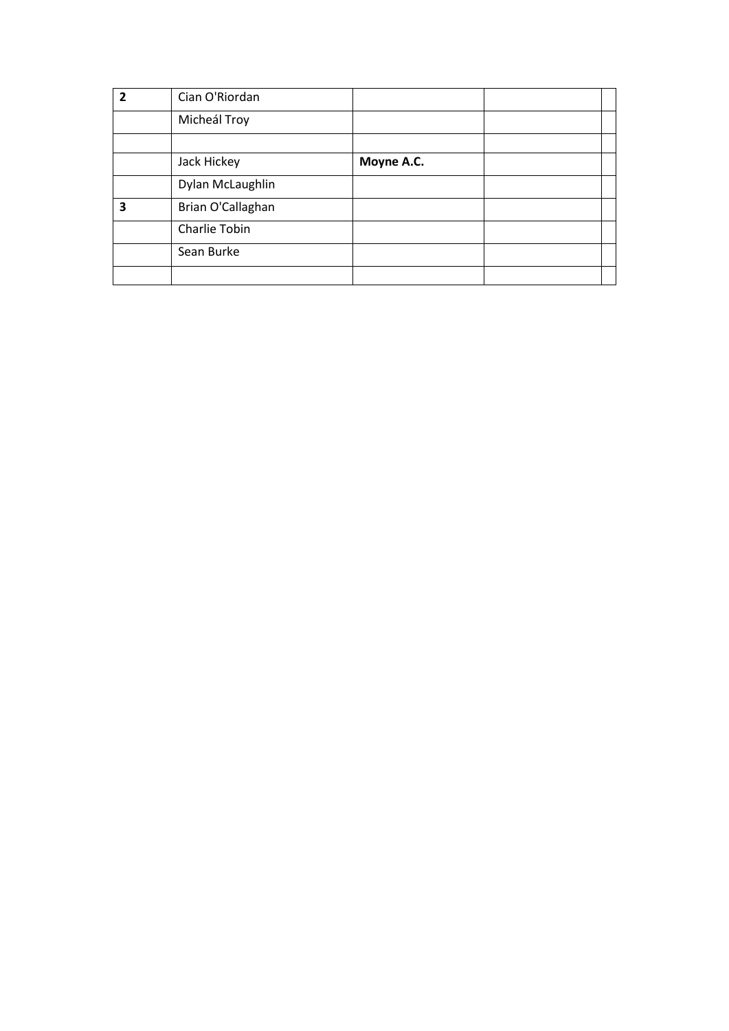| | | | | |
|---|---|---|---|---|
| **2** | Cian O'Riordan | | | |
| | Micheál Troy | | | |
| | | | | |
| | Jack Hickey | **Moyne A.C.** | | |
| | Dylan McLaughlin | | | |
| **3** | Brian O'Callaghan | | | |
| | Charlie Tobin | | | |
| | Sean Burke | | | |
| | | | | |